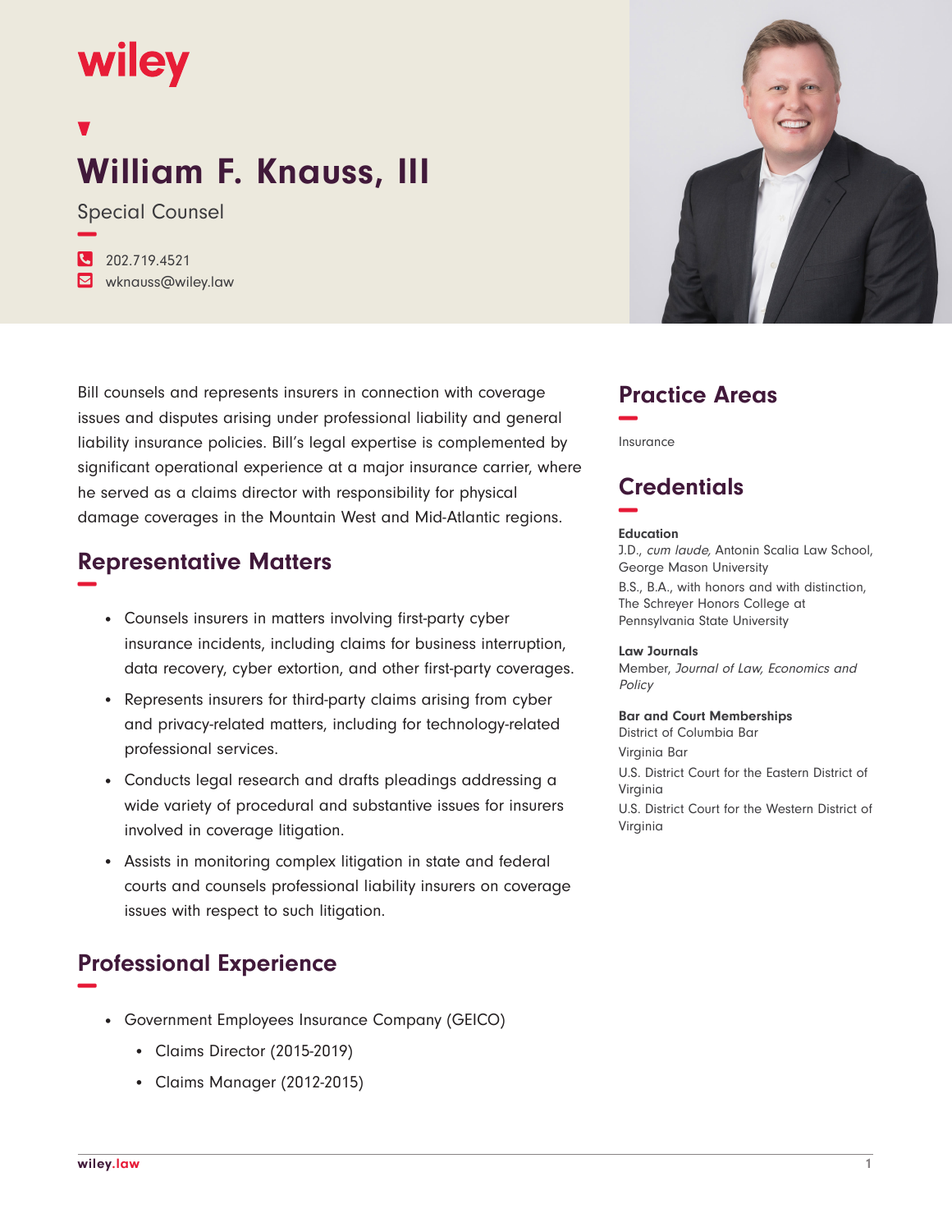wiley

# William F. Knauss, III

Special Counsel

202.719.4521
wknauss@wiley.law

Bill counsels and represents insurers in connection with coverage issues and disputes arising under professional liability and general liability insurance policies. Bill's legal expertise is complemented by significant operational experience at a major insurance carrier, where he served as a claims director with responsibility for physical damage coverages in the Mountain West and Mid-Atlantic regions.

## Representative Matters

- Counsels insurers in matters involving first-party cyber insurance incidents, including claims for business interruption, data recovery, cyber extortion, and other first-party coverages.
- Represents insurers for third-party claims arising from cyber and privacy-related matters, including for technology-related professional services.
- Conducts legal research and drafts pleadings addressing a wide variety of procedural and substantive issues for insurers involved in coverage litigation.
- Assists in monitoring complex litigation in state and federal courts and counsels professional liability insurers on coverage issues with respect to such litigation.

## Professional Experience

- Government Employees Insurance Company (GEICO)
  - Claims Director (2015-2019)
  - Claims Manager (2012-2015)

## Practice Areas

Insurance

## Credentials

### Education

J.D., *cum laude,* Antonin Scalia Law School, George Mason University

B.S., B.A., with honors and with distinction, The Schreyer Honors College at Pennsylvania State University

### Law Journals

Member, *Journal of Law, Economics and Policy*

### Bar and Court Memberships

District of Columbia Bar

Virginia Bar

U.S. District Court for the Eastern District of Virginia

U.S. District Court for the Western District of Virginia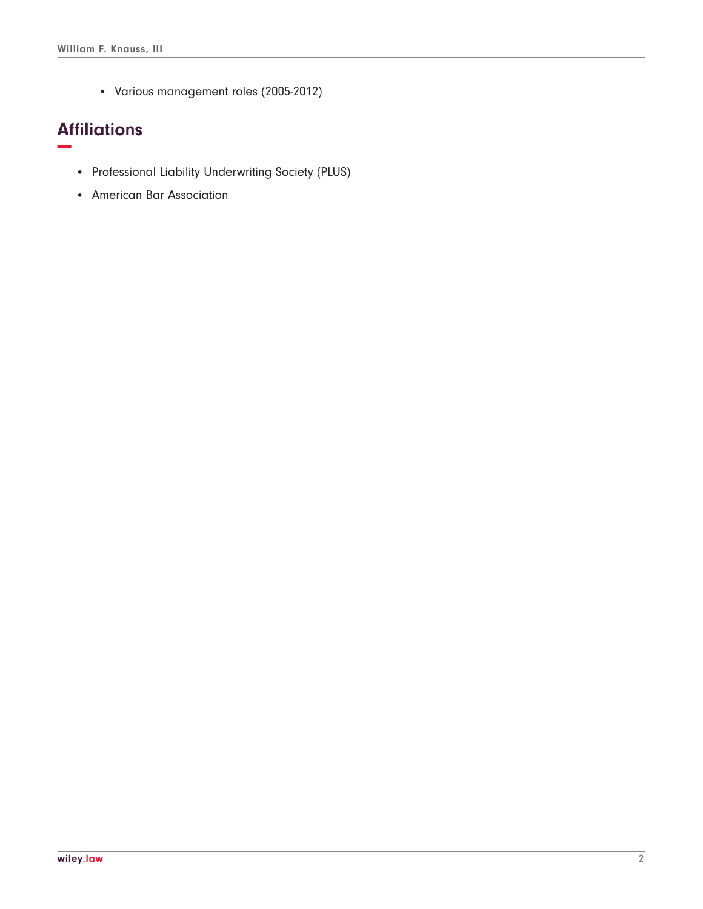- Various management roles (2005-2012)

## Affiliations

- Professional Liability Underwriting Society (PLUS)
- American Bar Association